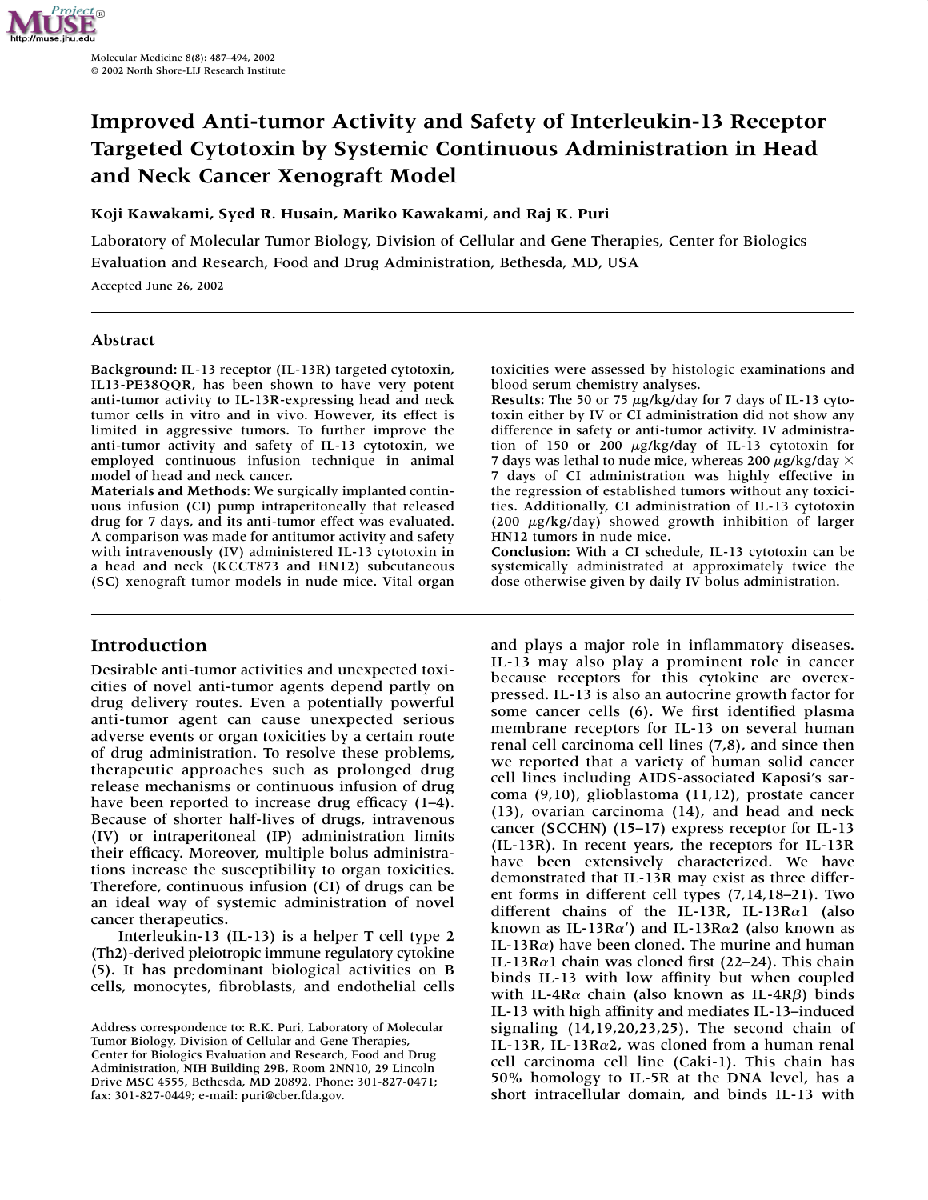# Improved Anti-tumor Activity and Safety of Interleukin-13 Receptor Targeted Cytotoxin by Systemic Continuous Administration in Head and Neck Cancer Xenograft Model

**Koji Kawakami, Syed R. Husain, Mariko Kawakami, and Raj K. Puri**

Laboratory of Molecular Tumor Biology, Division of Cellular and Gene Therapies, Center for Biologics Evaluation and Research, Food and Drug Administration, Bethesda, MD, USA

Accepted June 26, 2002

## Abstract

**Background**: IL-13 receptor (IL-13R) targeted cytotoxin, IL13-PE38QQR, has been shown to have very potent anti-tumor activity to IL-13R-expressing head and neck tumor cells in vitro and in vivo. However, its effect is limited in aggressive tumors. To further improve the anti-tumor activity and safety of IL-13 cytotoxin, we employed continuous infusion technique in animal model of head and neck cancer.

**Materials and Methods:** We surgically implanted continuous infusion (CI) pump intraperitoneally that released drug for 7 days, and its anti-tumor effect was evaluated. A comparison was made for antitumor activity and safety with intravenously (IV) administered IL-13 cytotoxin in a head and neck (KCCT873 and HN12) subcutaneous (SC) xenograft tumor models in nude mice. Vital organ toxicities were assessed by histologic examinations and blood serum chemistry analyses.

**Results:** The 50 or 75 $\mu$g/kg/day for 7 days of IL-13 cytotoxin either by IV or CI administration did not show any difference in safety or anti-tumor activity. IV administration of 150 or 200 $\mu$g/kg/day of IL-13 cytotoxin for 7 days was lethal to nude mice, whereas 200 $\mu$g/kg/day $\times$ 7 days of CI administration was highly effective in the regression of established tumors without any toxicities. Additionally, CI administration of IL-13 cytotoxin (200 $\mu$g/kg/day) showed growth inhibition of larger HN12 tumors in nude mice.

**Conclusion**: With a CI schedule, IL-13 cytotoxin can be systemically administrated at approximately twice the dose otherwise given by daily IV bolus administration.

## Introduction

Desirable anti-tumor activities and unexpected toxicities of novel anti-tumor agents depend partly on drug delivery routes. Even a potentially powerful anti-tumor agent can cause unexpected serious adverse events or organ toxicities by a certain route of drug administration. To resolve these problems, therapeutic approaches such as prolonged drug release mechanisms or continuous infusion of drug have been reported to increase drug efficacy (1–4). Because of shorter half-lives of drugs, intravenous (IV) or intraperitoneal (IP) administration limits their efficacy. Moreover, multiple bolus administrations increase the susceptibility to organ toxicities. Therefore, continuous infusion (CI) of drugs can be an ideal way of systemic administration of novel cancer therapeutics.

Interleukin-13 (IL-13) is a helper T cell type 2 (Th2)-derived pleiotropic immune regulatory cytokine (5). It has predominant biological activities on B cells, monocytes, fibroblasts, and endothelial cells and plays a major role in inflammatory diseases. IL-13 may also play a prominent role in cancer because receptors for this cytokine are overexpressed. IL-13 is also an autocrine growth factor for some cancer cells (6). We first identified plasma membrane receptors for IL-13 on several human renal cell carcinoma cell lines (7,8), and since then we reported that a variety of human solid cancer cell lines including AIDS-associated Kaposi's sarcoma (9,10), glioblastoma (11,12), prostate cancer (13), ovarian carcinoma (14), and head and neck cancer (SCCHN) (15–17) express receptor for IL-13 (IL-13R). In recent years, the receptors for IL-13R have been extensively characterized. We have demonstrated that IL-13R may exist as three different forms in different cell types (7,14,18–21). Two different chains of the IL-13R, IL-13R$\alpha$1 (also known as IL-13R$\alpha'$) and IL-13R$\alpha$2 (also known as IL-13R$\alpha$) have been cloned. The murine and human IL-13R$\alpha$1 chain was cloned first (22–24). This chain binds IL-13 with low affinity but when coupled with IL-4R$\alpha$ chain (also known as IL-4R$\beta$) binds IL-13 with high affinity and mediates IL-13–induced signaling (14,19,20,23,25). The second chain of IL-13R, IL-13R$\alpha$2, was cloned from a human renal cell carcinoma cell line (Caki-1). This chain has 50% homology to IL-5R at the DNA level, has a short intracellular domain, and binds IL-13 with

Address correspondence to: R.K. Puri, Laboratory of Molecular Tumor Biology, Division of Cellular and Gene Therapies, Center for Biologics Evaluation and Research, Food and Drug Administration, NIH Building 29B, Room 2NN10, 29 Lincoln Drive MSC 4555, Bethesda, MD 20892. Phone: 301-827-0471; fax: 301-827-0449; e-mail: puri@cber.fda.gov.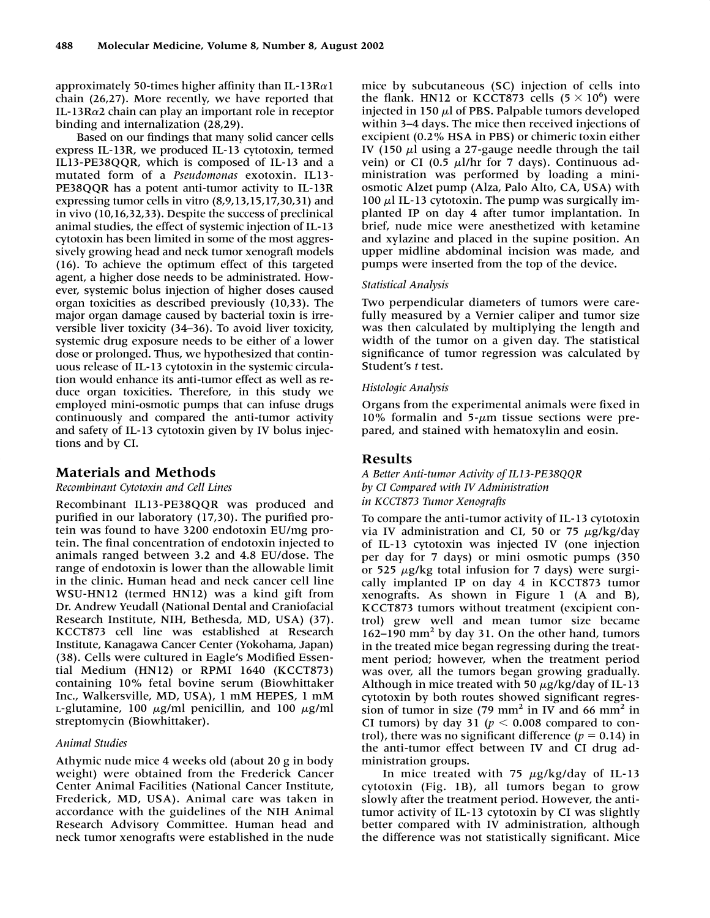approximately 50-times higher affinity than IL-13Rα1 chain (26,27). More recently, we have reported that IL-13Rα2 chain can play an important role in receptor binding and internalization (28,29).

Based on our findings that many solid cancer cells express IL-13R, we produced IL-13 cytotoxin, termed IL13-PE38QQR, which is composed of IL-13 and a mutated form of a *Pseudomonas* exotoxin. IL13-PE38QQR has a potent anti-tumor activity to IL-13R expressing tumor cells in vitro (8,9,13,15,17,30,31) and in vivo (10,16,32,33). Despite the success of preclinical animal studies, the effect of systemic injection of IL-13 cytotoxin has been limited in some of the most aggressively growing head and neck tumor xenograft models (16). To achieve the optimum effect of this targeted agent, a higher dose needs to be administrated. However, systemic bolus injection of higher doses caused organ toxicities as described previously (10,33). The major organ damage caused by bacterial toxin is irreversible liver toxicity (34–36). To avoid liver toxicity, systemic drug exposure needs to be either of a lower dose or prolonged. Thus, we hypothesized that continuous release of IL-13 cytotoxin in the systemic circulation would enhance its anti-tumor effect as well as reduce organ toxicities. Therefore, in this study we employed mini-osmotic pumps that can infuse drugs continuously and compared the anti-tumor activity and safety of IL-13 cytotoxin given by IV bolus injections and by CI.

## Materials and Methods

### Recombinant Cytotoxin and Cell Lines

Recombinant IL13-PE38QQR was produced and purified in our laboratory (17,30). The purified protein was found to have 3200 endotoxin EU/mg protein. The final concentration of endotoxin injected to animals ranged between 3.2 and 4.8 EU/dose. The range of endotoxin is lower than the allowable limit in the clinic. Human head and neck cancer cell line WSU-HN12 (termed HN12) was a kind gift from Dr. Andrew Yeudall (National Dental and Craniofacial Research Institute, NIH, Bethesda, MD, USA) (37). KCCT873 cell line was established at Research Institute, Kanagawa Cancer Center (Yokohama, Japan) (38). Cells were cultured in Eagle's Modified Essential Medium (HN12) or RPMI 1640 (KCCT873) containing 10% fetal bovine serum (Biowhittaker Inc., Walkersville, MD, USA), 1 mM HEPES, 1 mM L-glutamine, 100 μg/ml penicillin, and 100 μg/ml streptomycin (Biowhittaker).

### Animal Studies

Athymic nude mice 4 weeks old (about 20 g in body weight) were obtained from the Frederick Cancer Center Animal Facilities (National Cancer Institute, Frederick, MD, USA). Animal care was taken in accordance with the guidelines of the NIH Animal Research Advisory Committee. Human head and neck tumor xenografts were established in the nude mice by subcutaneous (SC) injection of cells into the flank. HN12 or KCCT873 cells ($5 \times 10^6$) were injected in 150 μl of PBS. Palpable tumors developed within 3–4 days. The mice then received injections of excipient (0.2% HSA in PBS) or chimeric toxin either IV (150 μl using a 27-gauge needle through the tail vein) or CI (0.5 μl/hr for 7 days). Continuous administration was performed by loading a mini-osmotic Alzet pump (Alza, Palo Alto, CA, USA) with 100 μl IL-13 cytotoxin. The pump was surgically implanted IP on day 4 after tumor implantation. In brief, nude mice were anesthetized with ketamine and xylazine and placed in the supine position. An upper midline abdominal incision was made, and pumps were inserted from the top of the device.

### Statistical Analysis

Two perpendicular diameters of tumors were carefully measured by a Vernier caliper and tumor size was then calculated by multiplying the length and width of the tumor on a given day. The statistical significance of tumor regression was calculated by Student's *t* test.

### Histologic Analysis

Organs from the experimental animals were fixed in 10% formalin and 5-μm tissue sections were prepared, and stained with hematoxylin and eosin.

## Results

### A Better Anti-tumor Activity of IL13-PE38QQR by CI Compared with IV Administration in KCCT873 Tumor Xenografts

To compare the anti-tumor activity of IL-13 cytotoxin via IV administration and CI, 50 or 75 μg/kg/day of IL-13 cytotoxin was injected IV (one injection per day for 7 days) or mini osmotic pumps (350 or 525 μg/kg total infusion for 7 days) were surgically implanted IP on day 4 in KCCT873 tumor xenografts. As shown in Figure 1 (A and B), KCCT873 tumors without treatment (excipient control) grew well and mean tumor size became 162–190 $mm^2$ by day 31. On the other hand, tumors in the treated mice began regressing during the treatment period; however, when the treatment period was over, all the tumors began growing gradually. Although in mice treated with 50 μg/kg/day of IL-13 cytotoxin by both routes showed significant regression of tumor in size (79 $mm^2$ in IV and 66 $mm^2$ in CI tumors) by day 31 ($p < 0.008$ compared to control), there was no significant difference ($p = 0.14$) in the anti-tumor effect between IV and CI drug administration groups.

In mice treated with 75 μg/kg/day of IL-13 cytotoxin (Fig. 1B), all tumors began to grow slowly after the treatment period. However, the anti-tumor activity of IL-13 cytotoxin by CI was slightly better compared with IV administration, although the difference was not statistically significant. Mice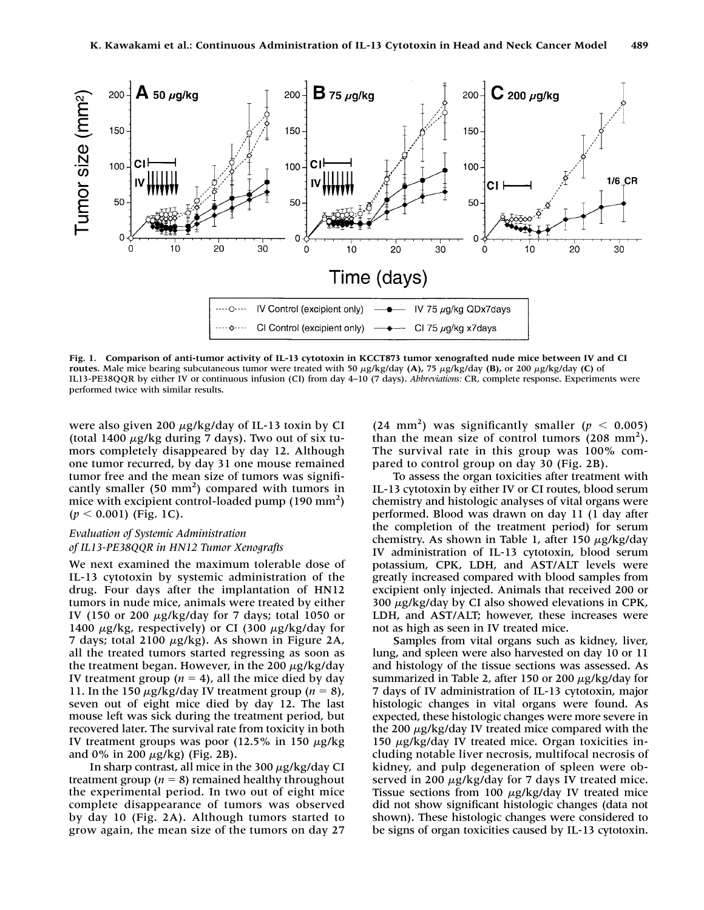**Fig. 1. Comparison of anti-tumor activity of IL-13 cytotoxin in KCCT873 tumor xenografted nude mice between IV and CI routes.** Male mice bearing subcutaneous tumor were treated with 50 μg/kg/day **(A),** 75 μg/kg/day **(B),** or 200 μg/kg/day **(C)** of IL13-PE38QQR by either IV or continuous infusion (CI) from day 4–10 (7 days). *Abbreviations:* CR, complete response. Experiments were performed twice with similar results.

were also given 200 μg/kg/day of IL-13 toxin by CI (total 1400 μg/kg during 7 days). Two out of six tumors completely disappeared by day 12. Although one tumor recurred, by day 31 one mouse remained tumor free and the mean size of tumors was significantly smaller (50 $mm^2$) compared with tumors in mice with excipient control-loaded pump (190 $mm^2$) ($p < 0.001$) (Fig. 1C).

### *Evaluation of Systemic Administration of IL13-PE38QQR in HN12 Tumor Xenografts*

We next examined the maximum tolerable dose of IL-13 cytotoxin by systemic administration of the drug. Four days after the implantation of HN12 tumors in nude mice, animals were treated by either IV (150 or 200 μg/kg/day for 7 days; total 1050 or 1400 μg/kg, respectively) or CI (300 μg/kg/day for 7 days; total 2100 μg/kg). As shown in Figure 2A, all the treated tumors started regressing as soon as the treatment began. However, in the 200 μg/kg/day IV treatment group ($n = 4$), all the mice died by day 11. In the 150 μg/kg/day IV treatment group ($n = 8$), seven out of eight mice died by day 12. The last mouse left was sick during the treatment period, but recovered later. The survival rate from toxicity in both IV treatment groups was poor (12.5% in 150 μg/kg and 0% in 200 μg/kg) (Fig. 2B).

In sharp contrast, all mice in the 300 μg/kg/day CI treatment group ($n = 8$) remained healthy throughout the experimental period. In two out of eight mice complete disappearance of tumors was observed by day 10 (Fig. 2A). Although tumors started to grow again, the mean size of the tumors on day 27 (24 $mm^2$) was significantly smaller ($p < 0.005$) than the mean size of control tumors (208 $mm^2$). The survival rate in this group was 100% compared to control group on day 30 (Fig. 2B).

To assess the organ toxicities after treatment with IL-13 cytotoxin by either IV or CI routes, blood serum chemistry and histologic analyses of vital organs were performed. Blood was drawn on day 11 (1 day after the completion of the treatment period) for serum chemistry. As shown in Table 1, after 150 μg/kg/day IV administration of IL-13 cytotoxin, blood serum potassium, CPK, LDH, and AST/ALT levels were greatly increased compared with blood samples from excipient only injected. Animals that received 200 or 300 μg/kg/day by CI also showed elevations in CPK, LDH, and AST/ALT; however, these increases were not as high as seen in IV treated mice.

Samples from vital organs such as kidney, liver, lung, and spleen were also harvested on day 10 or 11 and histology of the tissue sections was assessed. As summarized in Table 2, after 150 or 200 μg/kg/day for 7 days of IV administration of IL-13 cytotoxin, major histologic changes in vital organs were found. As expected, these histologic changes were more severe in the 200 μg/kg/day IV treated mice compared with the 150 μg/kg/day IV treated mice. Organ toxicities including notable liver necrosis, multifocal necrosis of kidney, and pulp degeneration of spleen were observed in 200 μg/kg/day for 7 days IV treated mice. Tissue sections from 100 μg/kg/day IV treated mice did not show significant histologic changes (data not shown). These histologic changes were considered to be signs of organ toxicities caused by IL-13 cytotoxin.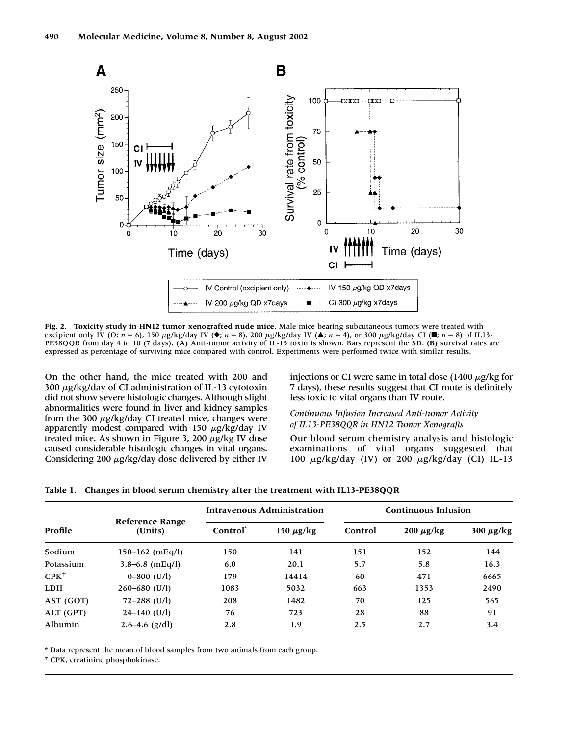**Fig. 2. Toxicity study in HN12 tumor xenografted nude mice.** Male mice bearing subcutaneous tumors were treated with excipient only IV (O; $n = 6$), 150 $\mu$g/kg/day IV (◆; $n = 8$), 200 $\mu$g/kg/day IV (▲; $n = 4$), or 300 $\mu$g/kg/day CI (■; $n = 8$) of IL13-PE38QQR from day 4 to 10 (7 days). **(A)** Anti-tumor activity of IL-13 toxin is shown. Bars represent the SD. **(B)** survival rates are expressed as percentage of surviving mice compared with control. Experiments were performed twice with similar results.

On the other hand, the mice treated with 200 and 300 $\mu$g/kg/day of CI administration of IL-13 cytotoxin did not show severe histologic changes. Although slight abnormalities were found in liver and kidney samples from the 300 $\mu$g/kg/day CI treated mice, changes were apparently modest compared with 150 $\mu$g/kg/day IV treated mice. As shown in Figure 3, 200 $\mu$g/kg IV dose caused considerable histologic changes in vital organs. Considering 200 $\mu$g/kg/day dose delivered by either IV injections or CI were same in total dose (1400 $\mu$g/kg for 7 days), these results suggest that CI route is definitely less toxic to vital organs than IV route.

*Continuous Infusion Increased Anti-tumor Activity of IL13-PE38QQR in HN12 Tumor Xenografts*

Our blood serum chemistry analysis and histologic examinations of vital organs suggested that 100 $\mu$g/kg/day (IV) or 200 $\mu$g/kg/day (CI) IL-13

**Table 1. Changes in blood serum chemistry after the treatment with IL13-PE38QQR**

| Profile | Reference Range (Units) | Intravenous Administration | | Continuous Infusion | | |
|---|---|---|---|---|---|---|
| | | Control* | 150 $\mu$g/kg | Control | 200 $\mu$g/kg | 300 $\mu$g/kg |
| Sodium | 150–162 (mEq/l) | 150 | 141 | 151 | 152 | 144 |
| Potassium | 3.8–6.8 (mEq/l) | 6.0 | 20.1 | 5.7 | 5.8 | 16.3 |
| CPK† | 0–800 (U/l) | 179 | 14414 | 60 | 471 | 6665 |
| LDH | 260–680 (U/l) | 1083 | 5032 | 663 | 1353 | 2490 |
| AST (GOT) | 72–288 (U/l) | 208 | 1482 | 70 | 125 | 565 |
| ALT (GPT) | 24–140 (U/l) | 76 | 723 | 28 | 88 | 91 |
| Albumin | 2.6–4.6 (g/dl) | 2.8 | 1.9 | 2.5 | 2.7 | 3.4 |

\* Data represent the mean of blood samples from two animals from each group.

† CPK, creatinine phosphokinase.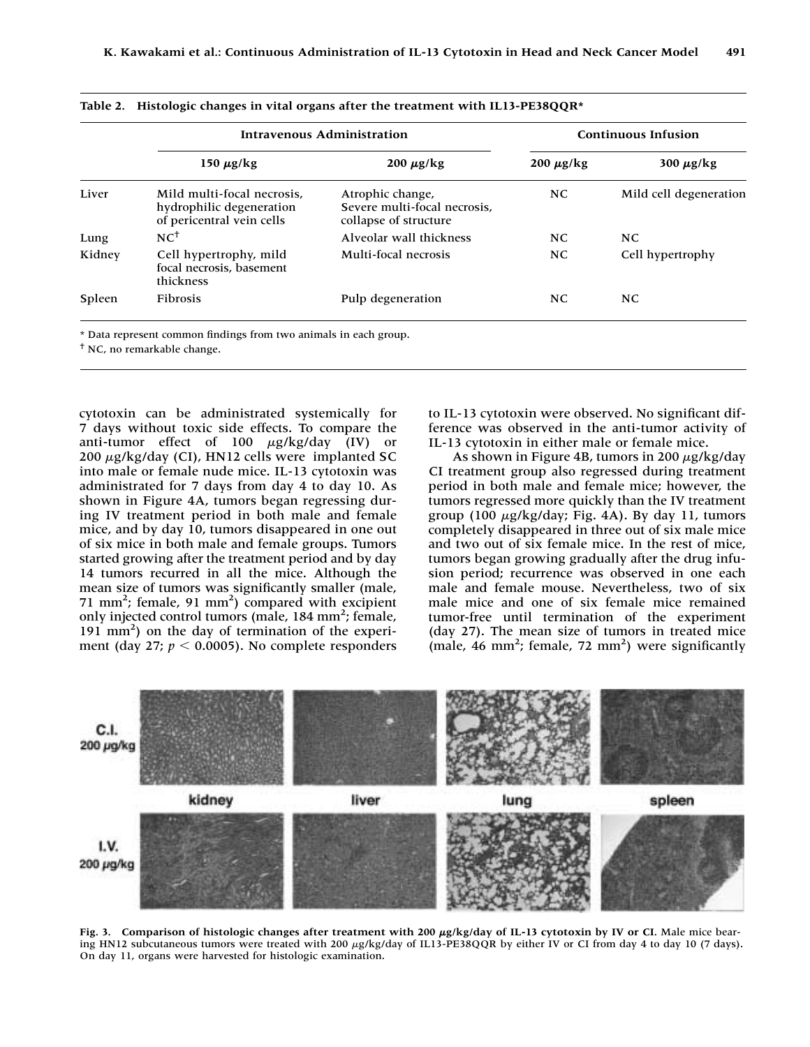**Table 2. Histologic changes in vital organs after the treatment with IL13-PE38QQR***

| | Intravenous Administration | | Continuous Infusion | |
|---|---|---|---|---|
| | 150 μg/kg | 200 μg/kg | 200 μg/kg | 300 μg/kg |
| Liver | Mild multi-focal necrosis, hydrophilic degeneration of pericentral vein cells | Atrophic change, Severe multi-focal necrosis, collapse of structure | NC | Mild cell degeneration |
| Lung | NC[†] | Alveolar wall thickness | NC | NC |
| Kidney | Cell hypertrophy, mild focal necrosis, basement thickness | Multi-focal necrosis | NC | Cell hypertrophy |
| Spleen | Fibrosis | Pulp degeneration | NC | NC |

\* Data represent common findings from two animals in each group.

[†] NC, no remarkable change.

cytotoxin can be administrated systemically for 7 days without toxic side effects. To compare the anti-tumor effect of 100 μg/kg/day (IV) or 200 μg/kg/day (CI), HN12 cells were implanted SC into male or female nude mice. IL-13 cytotoxin was administrated for 7 days from day 4 to day 10. As shown in Figure 4A, tumors began regressing during IV treatment period in both male and female mice, and by day 10, tumors disappeared in one out of six mice in both male and female groups. Tumors started growing after the treatment period and by day 14 tumors recurred in all the mice. Although the mean size of tumors was significantly smaller (male, 71 $mm^2$; female, 91 $mm^2$) compared with excipient only injected control tumors (male, 184 $mm^2$; female, 191 $mm^2$) on the day of termination of the experiment (day 27; $p < 0.0005$). No complete responders to IL-13 cytotoxin were observed. No significant difference was observed in the anti-tumor activity of IL-13 cytotoxin in either male or female mice.

As shown in Figure 4B, tumors in 200 μg/kg/day CI treatment group also regressed during treatment period in both male and female mice; however, the tumors regressed more quickly than the IV treatment group (100 μg/kg/day; Fig. 4A). By day 11, tumors completely disappeared in three out of six male mice and two out of six female mice. In the rest of mice, tumors began growing gradually after the drug infusion period; recurrence was observed in one each male and female mouse. Nevertheless, two of six male mice and one of six female mice remained tumor-free until termination of the experiment (day 27). The mean size of tumors in treated mice (male, 46 $mm^2$; female, 72 $mm^2$) were significantly

**Fig. 3. Comparison of histologic changes after treatment with 200 μg/kg/day of IL-13 cytotoxin by IV or CI.** Male mice bearing HN12 subcutaneous tumors were treated with 200 μg/kg/day of IL13-PE38QQR by either IV or CI from day 4 to day 10 (7 days). On day 11, organs were harvested for histologic examination.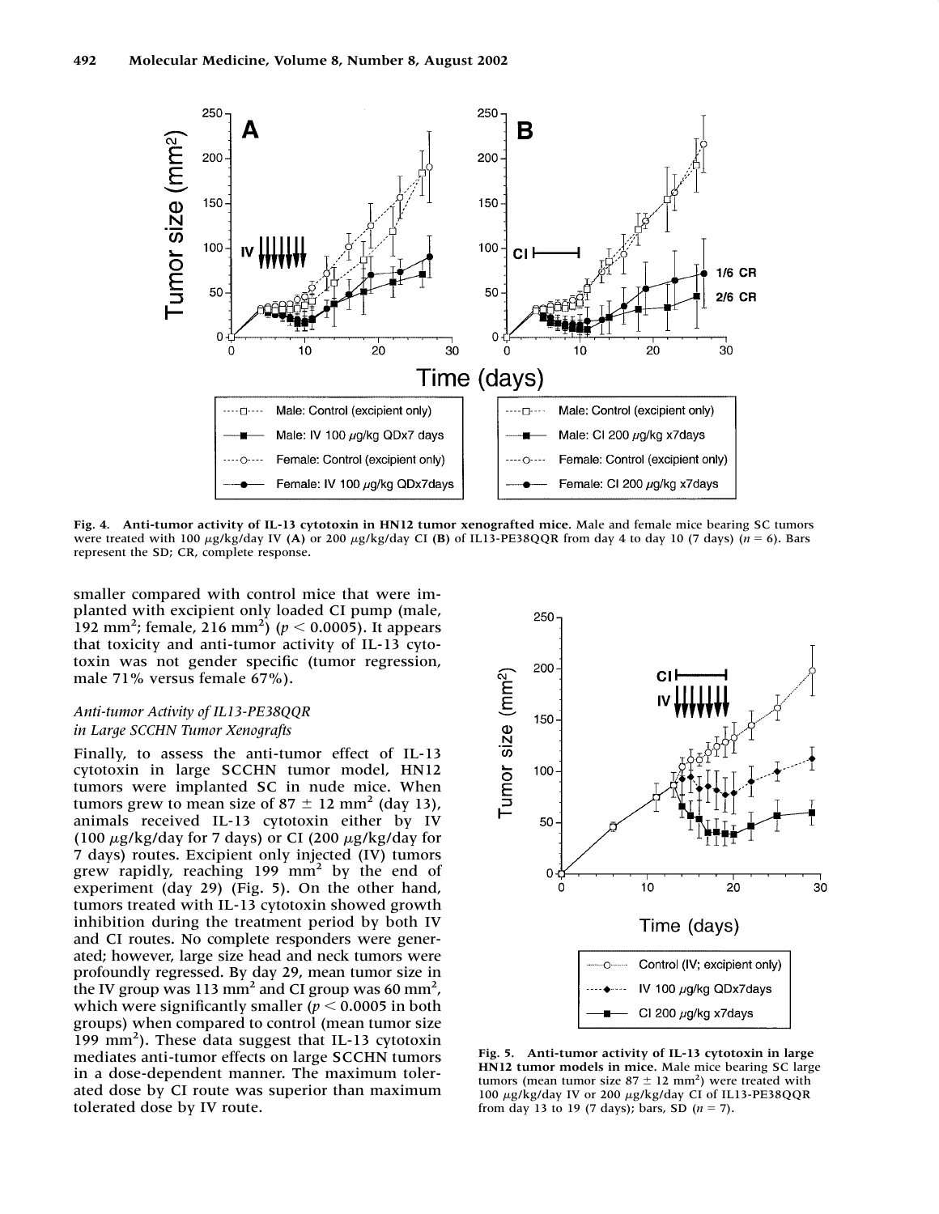Fig. 4. **Anti-tumor activity of IL-13 cytotoxin in HN12 tumor xenografted mice.** Male and female mice bearing SC tumors were treated with 100 μg/kg/day IV (**A**) or 200 μg/kg/day CI (**B**) of IL13-PE38QQR from day 4 to day 10 (7 days) ($n = 6$). Bars represent the SD; CR, complete response.

smaller compared with control mice that were implanted with excipient only loaded CI pump (male, 192 $mm^2$; female, 216 $mm^2$) ($p < 0.0005$). It appears that toxicity and anti-tumor activity of IL-13 cytotoxin was not gender specific (tumor regression, male 71% versus female 67%).

### *Anti-tumor Activity of IL13-PE38QQR in Large SCCHN Tumor Xenografts*

Finally, to assess the anti-tumor effect of IL-13 cytotoxin in large SCCHN tumor model, HN12 tumors were implanted SC in nude mice. When tumors grew to mean size of 87 ± 12 $mm^2$ (day 13), animals received IL-13 cytotoxin either by IV (100 μg/kg/day for 7 days) or CI (200 μg/kg/day for 7 days) routes. Excipient only injected (IV) tumors grew rapidly, reaching 199 $mm^2$ by the end of experiment (day 29) (Fig. 5). On the other hand, tumors treated with IL-13 cytotoxin showed growth inhibition during the treatment period by both IV and CI routes. No complete responders were generated; however, large size head and neck tumors were profoundly regressed. By day 29, mean tumor size in the IV group was 113 $mm^2$ and CI group was 60 $mm^2$, which were significantly smaller ($p < 0.0005$ in both groups) when compared to control (mean tumor size 199 $mm^2$). These data suggest that IL-13 cytotoxin mediates anti-tumor effects on large SCCHN tumors in a dose-dependent manner. The maximum tolerated dose by CI route was superior than maximum tolerated dose by IV route.

Fig. 5. **Anti-tumor activity of IL-13 cytotoxin in large HN12 tumor models in mice.** Male mice bearing SC large tumors (mean tumor size 87 ± 12 $mm^2$) were treated with 100 μg/kg/day IV or 200 μg/kg/day CI of IL13-PE38QQR from day 13 to 19 (7 days); bars, SD ($n = 7$).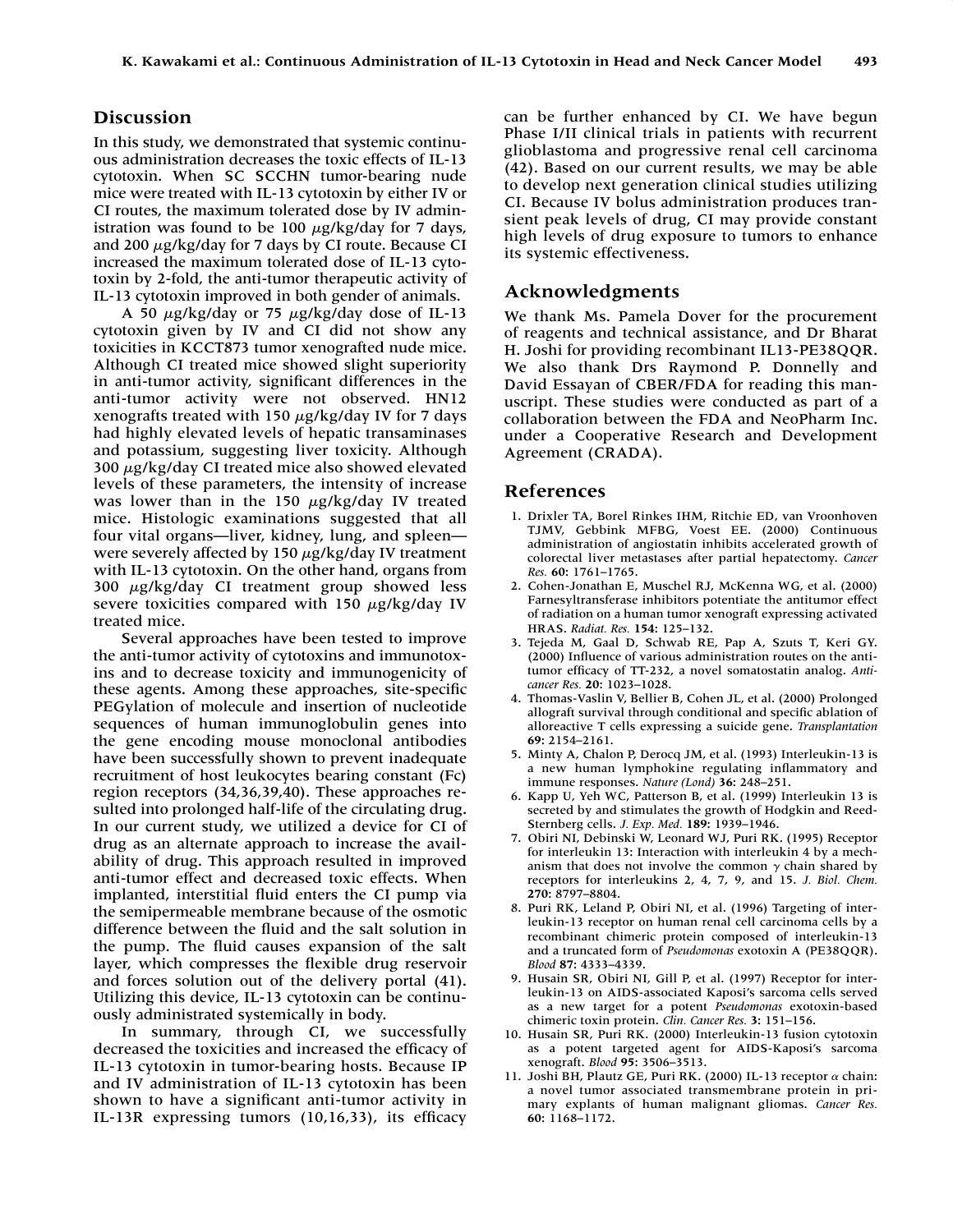## Discussion

In this study, we demonstrated that systemic continuous administration decreases the toxic effects of IL-13 cytotoxin. When SC SCCHN tumor-bearing nude mice were treated with IL-13 cytotoxin by either IV or CI routes, the maximum tolerated dose by IV administration was found to be 100 $\mu$g/kg/day for 7 days, and 200 $\mu$g/kg/day for 7 days by CI route. Because CI increased the maximum tolerated dose of IL-13 cytotoxin by 2-fold, the anti-tumor therapeutic activity of IL-13 cytotoxin improved in both gender of animals.

A 50 $\mu$g/kg/day or 75 $\mu$g/kg/day dose of IL-13 cytotoxin given by IV and CI did not show any toxicities in KCCT873 tumor xenografted nude mice. Although CI treated mice showed slight superiority in anti-tumor activity, significant differences in the anti-tumor activity were not observed. HN12 xenografts treated with 150 $\mu$g/kg/day IV for 7 days had highly elevated levels of hepatic transaminases and potassium, suggesting liver toxicity. Although 300 $\mu$g/kg/day CI treated mice also showed elevated levels of these parameters, the intensity of increase was lower than in the 150 $\mu$g/kg/day IV treated mice. Histologic examinations suggested that all four vital organs—liver, kidney, lung, and spleen—were severely affected by 150 $\mu$g/kg/day IV treatment with IL-13 cytotoxin. On the other hand, organs from 300 $\mu$g/kg/day CI treatment group showed less severe toxicities compared with 150 $\mu$g/kg/day IV treated mice.

Several approaches have been tested to improve the anti-tumor activity of cytotoxins and immunotoxins and to decrease toxicity and immunogenicity of these agents. Among these approaches, site-specific PEGylation of molecule and insertion of nucleotide sequences of human immunoglobulin genes into the gene encoding mouse monoclonal antibodies have been successfully shown to prevent inadequate recruitment of host leukocytes bearing constant (Fc) region receptors (34,36,39,40). These approaches resulted into prolonged half-life of the circulating drug. In our current study, we utilized a device for CI of drug as an alternate approach to increase the availability of drug. This approach resulted in improved anti-tumor effect and decreased toxic effects. When implanted, interstitial fluid enters the CI pump via the semipermeable membrane because of the osmotic difference between the fluid and the salt solution in the pump. The fluid causes expansion of the salt layer, which compresses the flexible drug reservoir and forces solution out of the delivery portal (41). Utilizing this device, IL-13 cytotoxin can be continuously administrated systemically in body.

In summary, through CI, we successfully decreased the toxicities and increased the efficacy of IL-13 cytotoxin in tumor-bearing hosts. Because IP and IV administration of IL-13 cytotoxin has been shown to have a significant anti-tumor activity in IL-13R expressing tumors (10,16,33), its efficacy can be further enhanced by CI. We have begun Phase I/II clinical trials in patients with recurrent glioblastoma and progressive renal cell carcinoma (42). Based on our current results, we may be able to develop next generation clinical studies utilizing CI. Because IV bolus administration produces transient peak levels of drug, CI may provide constant high levels of drug exposure to tumors to enhance its systemic effectiveness.

## Acknowledgments

We thank Ms. Pamela Dover for the procurement of reagents and technical assistance, and Dr Bharat H. Joshi for providing recombinant IL13-PE38QQR. We also thank Drs Raymond P. Donnelly and David Essayan of CBER/FDA for reading this manuscript. These studies were conducted as part of a collaboration between the FDA and NeoPharm Inc. under a Cooperative Research and Development Agreement (CRADA).

## References

1. Drixler TA, Borel Rinkes IHM, Ritchie ED, van Vroonhoven TJMV, Gebbink MFBG, Voest EE. (2000) Continuous administration of angiostatin inhibits accelerated growth of colorectal liver metastases after partial hepatectomy. *Cancer Res.* **60**: 1761–1765.
2. Cohen-Jonathan E, Muschel RJ, McKenna WG, et al. (2000) Farnesyltransferase inhibitors potentiate the antitumor effect of radiation on a human tumor xenograft expressing activated HRAS. *Radiat. Res.* **154**: 125–132.
3. Tejeda M, Gaal D, Schwab RE, Pap A, Szuts T, Keri GY. (2000) Influence of various administration routes on the antitumor efficacy of TT-232, a novel somatostatin analog. *Anticancer Res.* **20**: 1023–1028.
4. Thomas-Vaslin V, Bellier B, Cohen JL, et al. (2000) Prolonged allograft survival through conditional and specific ablation of alloreactive T cells expressing a suicide gene. *Transplantation* **69**: 2154–2161.
5. Minty A, Chalon P, Derocq JM, et al. (1993) Interleukin-13 is a new human lymphokine regulating inflammatory and immune responses. *Nature (Lond)* **36**: 248–251.
6. Kapp U, Yeh WC, Patterson B, et al. (1999) Interleukin 13 is secreted by and stimulates the growth of Hodgkin and Reed-Sternberg cells. *J. Exp. Med.* **189**: 1939–1946.
7. Obiri NI, Debinski W, Leonard WJ, Puri RK. (1995) Receptor for interleukin 13: Interaction with interleukin 4 by a mechanism that does not involve the common $\gamma$ chain shared by receptors for interleukins 2, 4, 7, 9, and 15. *J. Biol. Chem.* **270**: 8797–8804.
8. Puri RK, Leland P, Obiri NI, et al. (1996) Targeting of interleukin-13 receptor on human renal cell carcinoma cells by a recombinant chimeric protein composed of interleukin-13 and a truncated form of *Pseudomonas* exotoxin A (PE38QQR). *Blood* **87**: 4333–4339.
9. Husain SR, Obiri NI, Gill P, et al. (1997) Receptor for interleukin-13 on AIDS-associated Kaposi's sarcoma cells served as a new target for a potent *Pseudomonas* exotoxin-based chimeric toxin protein. *Clin. Cancer Res.* **3**: 151–156.
10. Husain SR, Puri RK. (2000) Interleukin-13 fusion cytotoxin as a potent targeted agent for AIDS-Kaposi's sarcoma xenograft. *Blood* **95**: 3506–3513.
11. Joshi BH, Plautz GE, Puri RK. (2000) IL-13 receptor $\alpha$ chain: a novel tumor associated transmembrane protein in primary explants of human malignant gliomas. *Cancer Res.* **60**: 1168–1172.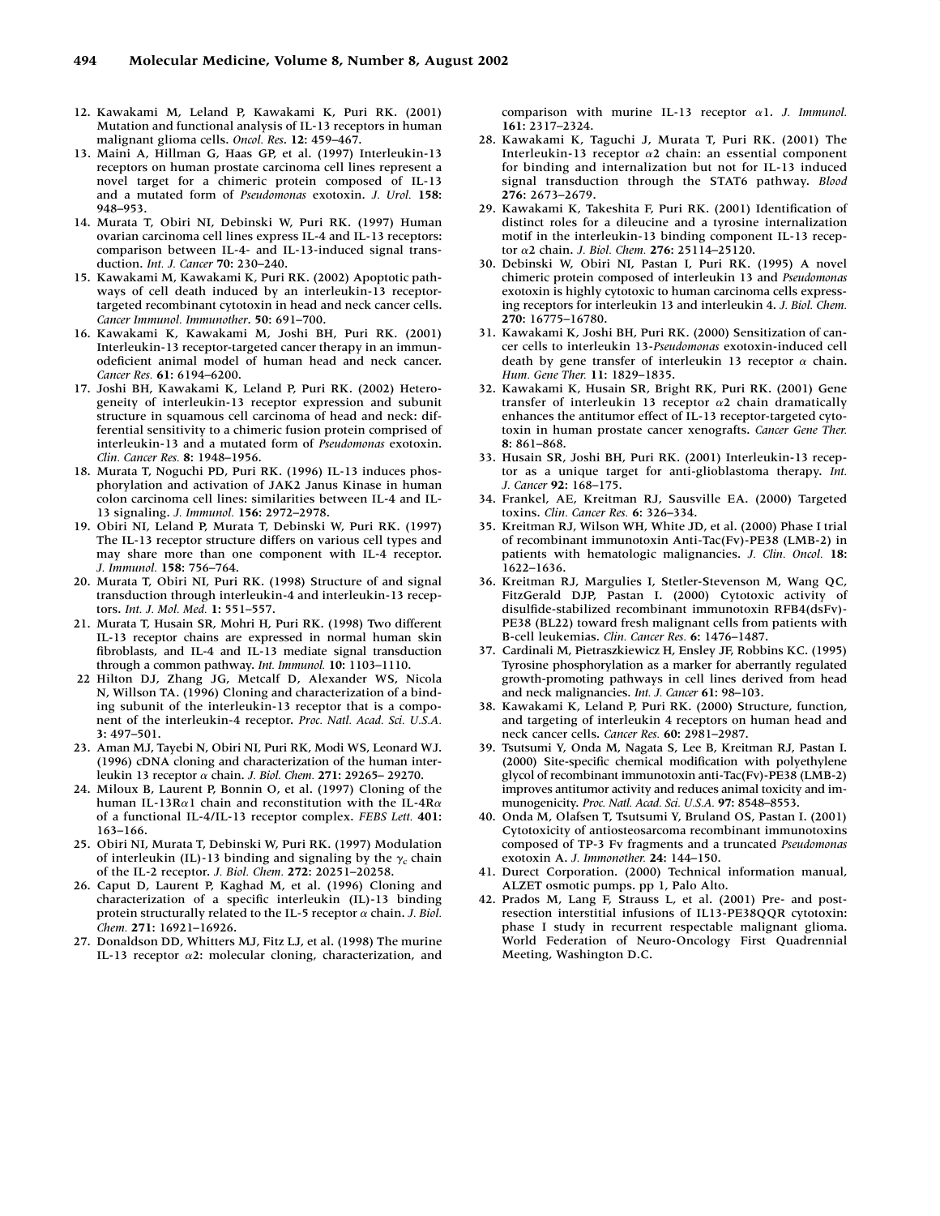12. Kawakami M, Leland P, Kawakami K, Puri RK. (2001) Mutation and functional analysis of IL-13 receptors in human malignant glioma cells. *Oncol. Res*. **12:** 459–467.
13. Maini A, Hillman G, Haas GP, et al. (1997) Interleukin-13 receptors on human prostate carcinoma cell lines represent a novel target for a chimeric protein composed of IL-13 and a mutated form of *Pseudomonas* exotoxin. *J. Urol.* **158:** 948–953.
14. Murata T, Obiri NI, Debinski W, Puri RK. (1997) Human ovarian carcinoma cell lines express IL-4 and IL-13 receptors: comparison between IL-4- and IL-13-induced signal transduction. *Int. J. Cancer* **70:** 230–240.
15. Kawakami M, Kawakami K, Puri RK. (2002) Apoptotic pathways of cell death induced by an interleukin-13 receptor-targeted recombinant cytotoxin in head and neck cancer cells. *Cancer Immunol. Immunother*. **50:** 691–700.
16. Kawakami K, Kawakami M, Joshi BH, Puri RK. (2001) Interleukin-13 receptor-targeted cancer therapy in an immunodeficient animal model of human head and neck cancer. *Cancer Res.* **61:** 6194–6200.
17. Joshi BH, Kawakami K, Leland P, Puri RK. (2002) Heterogeneity of interleukin-13 receptor expression and subunit structure in squamous cell carcinoma of head and neck: differential sensitivity to a chimeric fusion protein comprised of interleukin-13 and a mutated form of *Pseudomonas* exotoxin. *Clin. Cancer Res.* **8:** 1948–1956.
18. Murata T, Noguchi PD, Puri RK. (1996) IL-13 induces phosphorylation and activation of JAK2 Janus Kinase in human colon carcinoma cell lines: similarities between IL-4 and IL-13 signaling. *J. Immunol.* **156:** 2972–2978.
19. Obiri NI, Leland P, Murata T, Debinski W, Puri RK. (1997) The IL-13 receptor structure differs on various cell types and may share more than one component with IL-4 receptor. *J. Immunol.* **158:** 756–764.
20. Murata T, Obiri NI, Puri RK. (1998) Structure of and signal transduction through interleukin-4 and interleukin-13 receptors. *Int. J. Mol. Med.* **1:** 551–557.
21. Murata T, Husain SR, Mohri H, Puri RK. (1998) Two different IL-13 receptor chains are expressed in normal human skin fibroblasts, and IL-4 and IL-13 mediate signal transduction through a common pathway. *Int. Immunol.* **10:** 1103–1110.
22. Hilton DJ, Zhang JG, Metcalf D, Alexander WS, Nicola N, Willson TA. (1996) Cloning and characterization of a binding subunit of the interleukin-13 receptor that is a component of the interleukin-4 receptor. *Proc. Natl. Acad. Sci. U.S.A.* **3:** 497–501.
23. Aman MJ, Tayebi N, Obiri NI, Puri RK, Modi WS, Leonard WJ. (1996) cDNA cloning and characterization of the human interleukin 13 receptor $\alpha$ chain. *J. Biol. Chem.* **271:** 29265– 29270.
24. Miloux B, Laurent P, Bonnin O, et al. (1997) Cloning of the human IL-13R$\alpha$1 chain and reconstitution with the IL-4R$\alpha$ of a functional IL-4/IL-13 receptor complex. *FEBS Lett.* **401:** 163–166.
25. Obiri NI, Murata T, Debinski W, Puri RK. (1997) Modulation of interleukin (IL)-13 binding and signaling by the $\gamma_c$ chain of the IL-2 receptor. *J. Biol. Chem.* **272:** 20251–20258.
26. Caput D, Laurent P, Kaghad M, et al. (1996) Cloning and characterization of a specific interleukin (IL)-13 binding protein structurally related to the IL-5 receptor $\alpha$ chain. *J. Biol. Chem.* **271:** 16921–16926.
27. Donaldson DD, Whitters MJ, Fitz LJ, et al. (1998) The murine IL-13 receptor $\alpha$2: molecular cloning, characterization, and comparison with murine IL-13 receptor $\alpha$1. *J. Immunol.* **161:** 2317–2324.
28. Kawakami K, Taguchi J, Murata T, Puri RK. (2001) The Interleukin-13 receptor $\alpha$2 chain: an essential component for binding and internalization but not for IL-13 induced signal transduction through the STAT6 pathway. *Blood* **276:** 2673–2679.
29. Kawakami K, Takeshita F, Puri RK. (2001) Identification of distinct roles for a dileucine and a tyrosine internalization motif in the interleukin-13 binding component IL-13 receptor $\alpha$2 chain. *J. Biol. Chem.* **276:** 25114–25120.
30. Debinski W, Obiri NI, Pastan I, Puri RK. (1995) A novel chimeric protein composed of interleukin 13 and *Pseudomonas* exotoxin is highly cytotoxic to human carcinoma cells expressing receptors for interleukin 13 and interleukin 4. *J. Biol. Chem.* **270:** 16775–16780.
31. Kawakami K, Joshi BH, Puri RK. (2000) Sensitization of cancer cells to interleukin 13-*Pseudomonas* exotoxin-induced cell death by gene transfer of interleukin 13 receptor $\alpha$ chain. *Hum. Gene Ther.* **11:** 1829–1835.
32. Kawakami K, Husain SR, Bright RK, Puri RK. (2001) Gene transfer of interleukin 13 receptor $\alpha$2 chain dramatically enhances the antitumor effect of IL-13 receptor-targeted cytotoxin in human prostate cancer xenografts. *Cancer Gene Ther.* **8:** 861–868.
33. Husain SR, Joshi BH, Puri RK. (2001) Interleukin-13 receptor as a unique target for anti-glioblastoma therapy. *Int. J. Cancer* **92:** 168–175.
34. Frankel, AE, Kreitman RJ, Sausville EA. (2000) Targeted toxins. *Clin. Cancer Res.* **6:** 326–334.
35. Kreitman RJ, Wilson WH, White JD, et al. (2000) Phase I trial of recombinant immunotoxin Anti-Tac(Fv)-PE38 (LMB-2) in patients with hematologic malignancies. *J. Clin. Oncol.* **18:** 1622–1636.
36. Kreitman RJ, Margulies I, Stetler-Stevenson M, Wang QC, FitzGerald DJP, Pastan I. (2000) Cytotoxic activity of disulfide-stabilized recombinant immunotoxin RFB4(dsFv)-PE38 (BL22) toward fresh malignant cells from patients with B-cell leukemias. *Clin. Cancer Res.* **6:** 1476–1487.
37. Cardinali M, Pietraszkiewicz H, Ensley JF, Robbins KC. (1995) Tyrosine phosphorylation as a marker for aberrantly regulated growth-promoting pathways in cell lines derived from head and neck malignancies. *Int. J. Cancer* **61:** 98–103.
38. Kawakami K, Leland P, Puri RK. (2000) Structure, function, and targeting of interleukin 4 receptors on human head and neck cancer cells. *Cancer Res.* **60:** 2981–2987.
39. Tsutsumi Y, Onda M, Nagata S, Lee B, Kreitman RJ, Pastan I. (2000) Site-specific chemical modification with polyethylene glycol of recombinant immunotoxin anti-Tac(Fv)-PE38 (LMB-2) improves antitumor activity and reduces animal toxicity and immunogenicity. *Proc. Natl. Acad. Sci. U.S.A.* **97:** 8548–8553.
40. Onda M, Olafsen T, Tsutsumi Y, Bruland OS, Pastan I. (2001) Cytotoxicity of antiosteosarcoma recombinant immunotoxins composed of TP-3 Fv fragments and a truncated *Pseudomonas* exotoxin A. *J. Immonother.* **24:** 144–150.
41. Durect Corporation. (2000) Technical information manual, ALZET osmotic pumps. pp 1, Palo Alto.
42. Prados M, Lang F, Strauss L, et al. (2001) Pre- and post-resection interstitial infusions of IL13-PE38QQR cytotoxin: phase I study in recurrent respectable malignant glioma. World Federation of Neuro-Oncology First Quadrennial Meeting, Washington D.C.